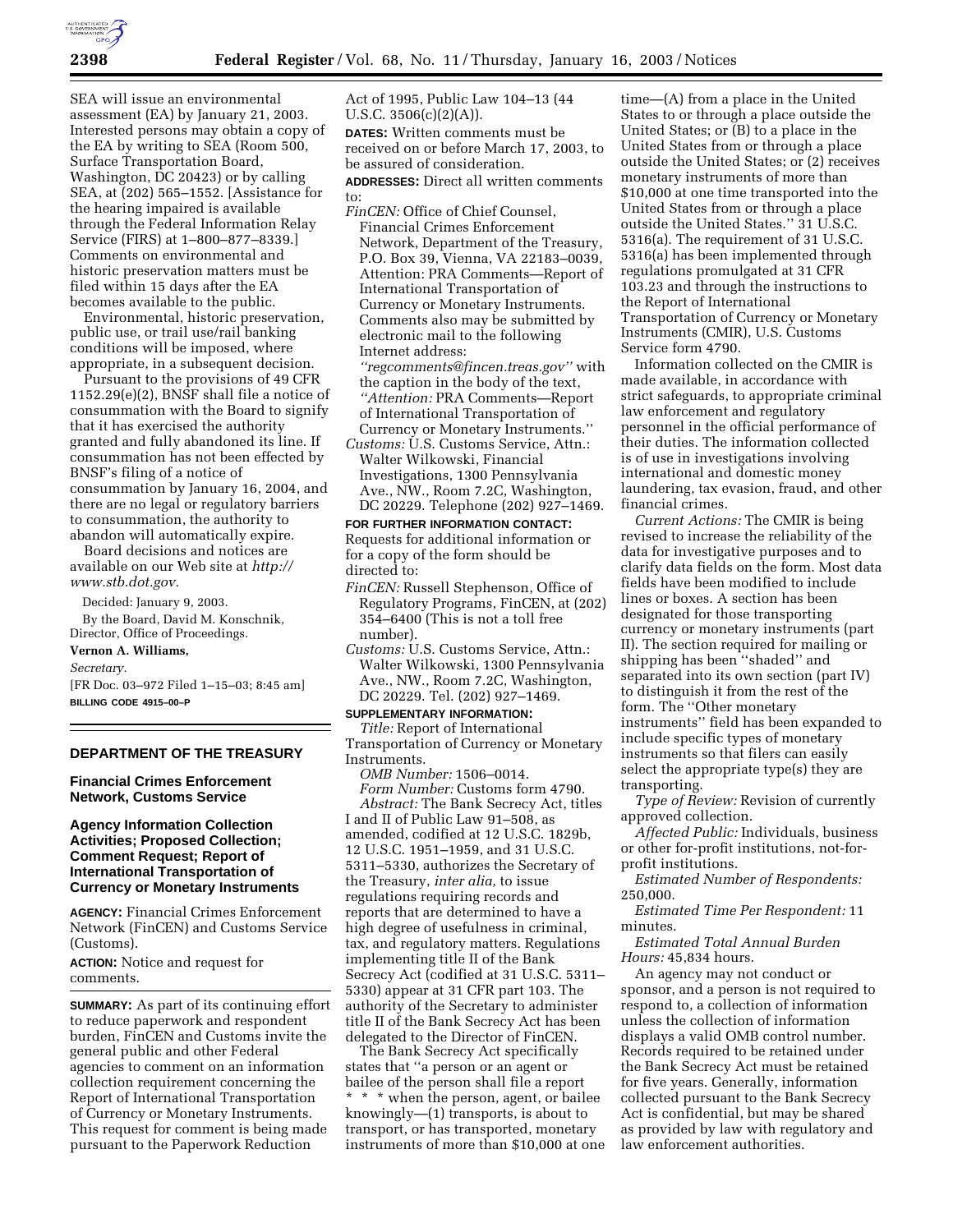SEA will issue an environmental assessment (EA) by January 21, 2003. Interested persons may obtain a copy of the EA by writing to SEA (Room 500, Surface Transportation Board, Washington, DC 20423) or by calling SEA, at (202) 565–1552. [Assistance for the hearing impaired is available through the Federal Information Relay Service (FIRS) at 1–800–877–8339.] Comments on environmental and historic preservation matters must be filed within 15 days after the EA becomes available to the public.

Environmental, historic preservation, public use, or trail use/rail banking conditions will be imposed, where appropriate, in a subsequent decision.

Pursuant to the provisions of 49 CFR 1152.29(e)(2), BNSF shall file a notice of consummation with the Board to signify that it has exercised the authority granted and fully abandoned its line. If consummation has not been effected by BNSF's filing of a notice of consummation by January 16, 2004, and there are no legal or regulatory barriers to consummation, the authority to abandon will automatically expire.

Board decisions and notices are available on our Web site at *http://www.stb.dot.gov.*

Decided: January 9, 2003.

By the Board, David M. Konschnik, Director, Office of Proceedings.

**Vernon A. Williams,**

*Secretary.*

[FR Doc. 03–972 Filed 1–15–03; 8:45 am]

**BILLING CODE 4915–00–P**

## DEPARTMENT OF THE TREASURY

### Financial Crimes Enforcement Network, Customs Service

### Agency Information Collection Activities; Proposed Collection; Comment Request; Report of International Transportation of Currency or Monetary Instruments

**AGENCY:** Financial Crimes Enforcement Network (FinCEN) and Customs Service (Customs).

**ACTION:** Notice and request for comments.

**SUMMARY:** As part of its continuing effort to reduce paperwork and respondent burden, FinCEN and Customs invite the general public and other Federal agencies to comment on an information collection requirement concerning the Report of International Transportation of Currency or Monetary Instruments. This request for comment is being made pursuant to the Paperwork Reduction Act of 1995, Public Law 104–13 (44 U.S.C. 3506(c)(2)(A)).

**DATES:** Written comments must be received on or before March 17, 2003, to be assured of consideration.

**ADDRESSES:** Direct all written comments to:

*FinCEN:* Office of Chief Counsel, Financial Crimes Enforcement Network, Department of the Treasury, P.O. Box 39, Vienna, VA 22183–0039, Attention: PRA Comments—Report of International Transportation of Currency or Monetary Instruments. Comments also may be submitted by electronic mail to the following Internet address: *"regcomments@fincen.treas.gov"* with the caption in the body of the text, *"Attention:* PRA Comments—Report of International Transportation of Currency or Monetary Instruments."

*Customs:* U.S. Customs Service, Attn.: Walter Wilkowski, Financial Investigations, 1300 Pennsylvania Ave., NW., Room 7.2C, Washington, DC 20229. Telephone (202) 927–1469.

**FOR FURTHER INFORMATION CONTACT:** Requests for additional information or for a copy of the form should be directed to:

*FinCEN:* Russell Stephenson, Office of Regulatory Programs, FinCEN, at (202) 354–6400 (This is not a toll free number).

*Customs:* U.S. Customs Service, Attn.: Walter Wilkowski, 1300 Pennsylvania Ave., NW., Room 7.2C, Washington, DC 20229. Tel. (202) 927–1469.

**SUPPLEMENTARY INFORMATION:**

*Title:* Report of International Transportation of Currency or Monetary Instruments.

*OMB Number:* 1506–0014.

*Form Number:* Customs form 4790.

*Abstract:* The Bank Secrecy Act, titles I and II of Public Law 91–508, as amended, codified at 12 U.S.C. 1829b, 12 U.S.C. 1951–1959, and 31 U.S.C. 5311–5330, authorizes the Secretary of the Treasury, *inter alia,* to issue regulations requiring records and reports that are determined to have a high degree of usefulness in criminal, tax, and regulatory matters. Regulations implementing title II of the Bank Secrecy Act (codified at 31 U.S.C. 5311–5330) appear at 31 CFR part 103. The authority of the Secretary to administer title II of the Bank Secrecy Act has been delegated to the Director of FinCEN.

The Bank Secrecy Act specifically states that "a person or an agent or bailee of the person shall file a report * * * when the person, agent, or bailee knowingly—(1) transports, is about to transport, or has transported, monetary instruments of more than $10,000 at one time—(A) from a place in the United States to or through a place outside the United States; or (B) to a place in the United States from or through a place outside the United States; or (2) receives monetary instruments of more than $10,000 at one time transported into the United States from or through a place outside the United States." 31 U.S.C. 5316(a). The requirement of 31 U.S.C. 5316(a) has been implemented through regulations promulgated at 31 CFR 103.23 and through the instructions to the Report of International Transportation of Currency or Monetary Instruments (CMIR), U.S. Customs Service form 4790.

Information collected on the CMIR is made available, in accordance with strict safeguards, to appropriate criminal law enforcement and regulatory personnel in the official performance of their duties. The information collected is of use in investigations involving international and domestic money laundering, tax evasion, fraud, and other financial crimes.

*Current Actions:* The CMIR is being revised to increase the reliability of the data for investigative purposes and to clarify data fields on the form. Most data fields have been modified to include lines or boxes. A section has been designated for those transporting currency or monetary instruments (part II). The section required for mailing or shipping has been "shaded" and separated into its own section (part IV) to distinguish it from the rest of the form. The "Other monetary instruments" field has been expanded to include specific types of monetary instruments so that filers can easily select the appropriate type(s) they are transporting.

*Type of Review:* Revision of currently approved collection.

*Affected Public:* Individuals, business or other for-profit institutions, not-for-profit institutions.

*Estimated Number of Respondents:* 250,000.

*Estimated Time Per Respondent:* 11 minutes.

*Estimated Total Annual Burden Hours:* 45,834 hours.

An agency may not conduct or sponsor, and a person is not required to respond to, a collection of information unless the collection of information displays a valid OMB control number. Records required to be retained under the Bank Secrecy Act must be retained for five years. Generally, information collected pursuant to the Bank Secrecy Act is confidential, but may be shared as provided by law with regulatory and law enforcement authorities.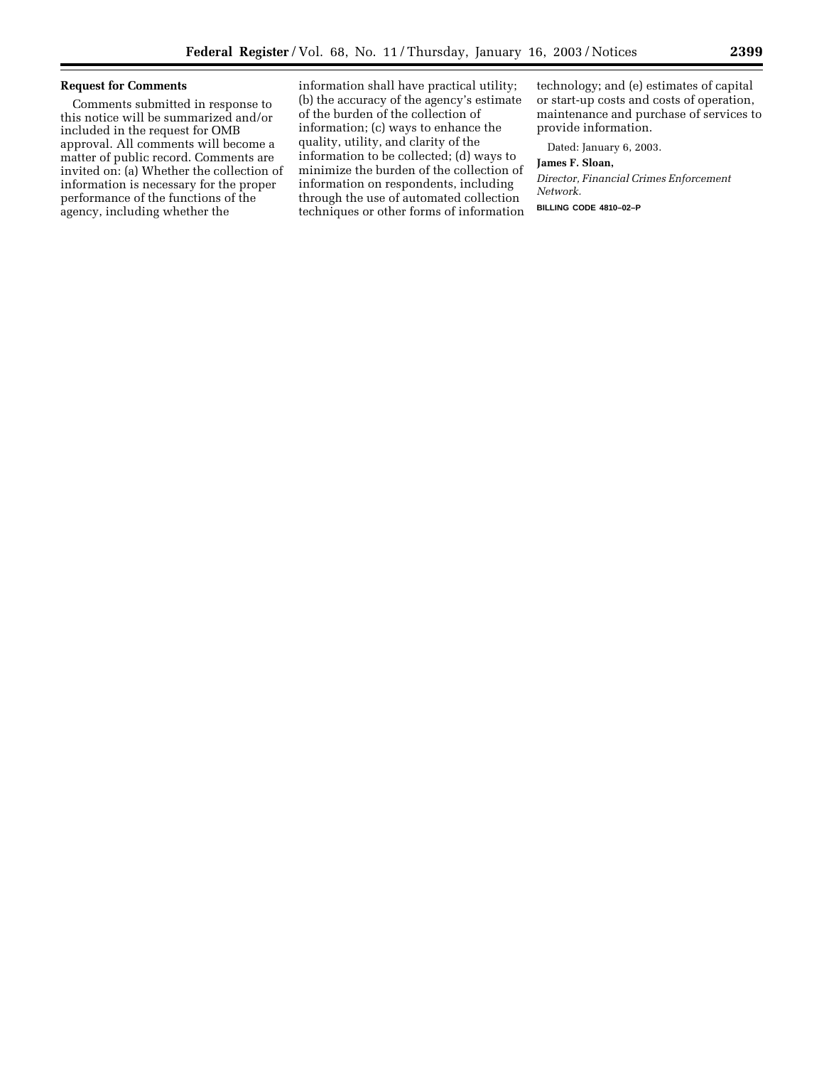**Request for Comments**

Comments submitted in response to this notice will be summarized and/or included in the request for OMB approval. All comments will become a matter of public record. Comments are invited on: (a) Whether the collection of information is necessary for the proper performance of the functions of the agency, including whether the information shall have practical utility; (b) the accuracy of the agency's estimate of the burden of the collection of information; (c) ways to enhance the quality, utility, and clarity of the information to be collected; (d) ways to minimize the burden of the collection of information on respondents, including through the use of automated collection techniques or other forms of information technology; and (e) estimates of capital or start-up costs and costs of operation, maintenance and purchase of services to provide information.

Dated: January 6, 2003.

**James F. Sloan,**

*Director, Financial Crimes Enforcement Network.*

**BILLING CODE 4810–02–P**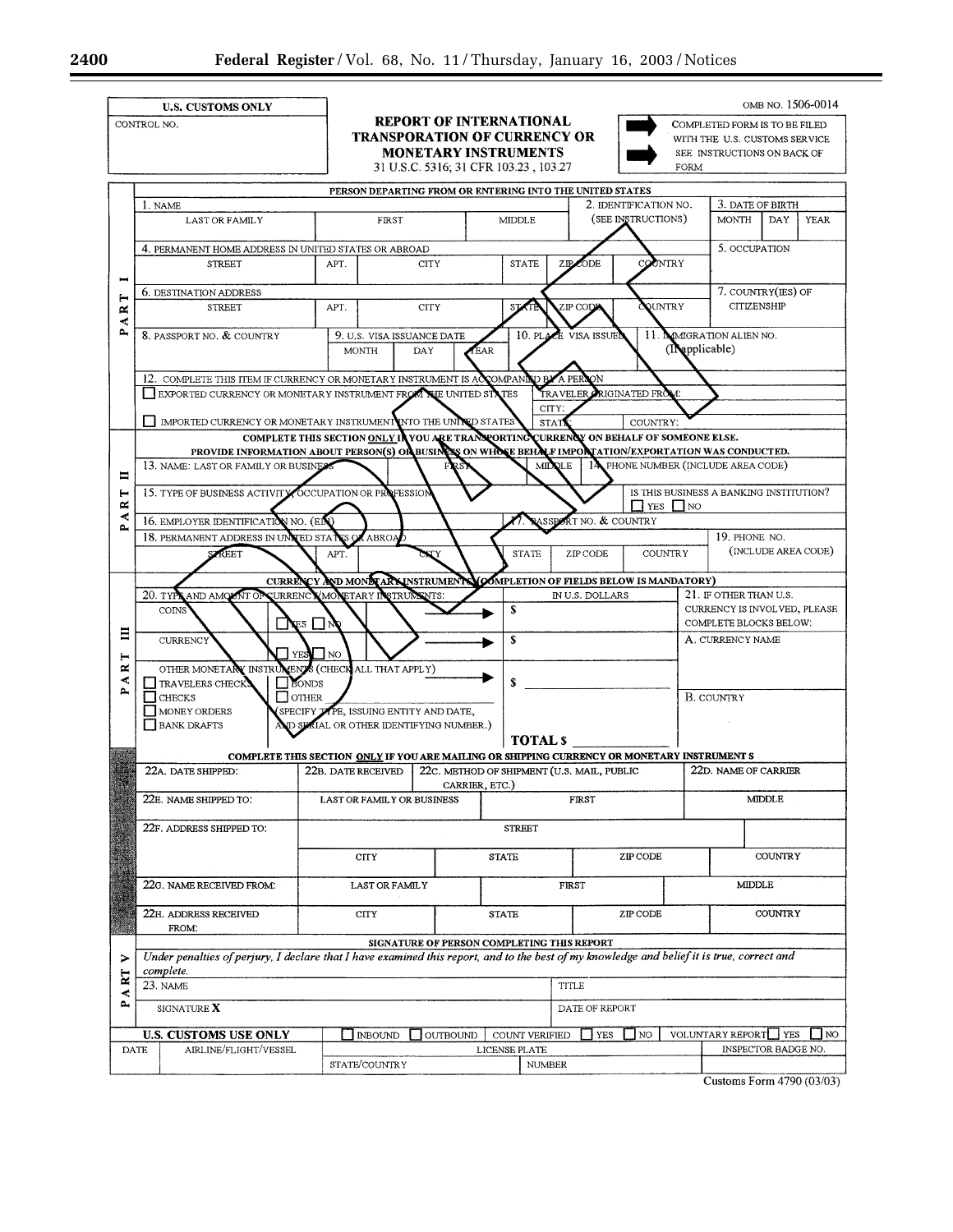| U.S. CUSTOMS ONLY | | OMB NO. 1506-0014 |
|---|---|---|
| CONTROL NO. | **REPORT OF INTERNATIONAL TRANSPORATION OF CURRENCY OR MONETARY INSTRUMENTS** 31 U.S.C. 5316; 31 CFR 103.23 , 103.27 | COMPLETED FORM IS TO BE FILED WITH THE U.S. CUSTOMS SERVICE SEE INSTRUCTIONS ON BACK OF FORM |

DRAFT

**PART I — PERSON DEPARTING FROM OR ENTERING INTO THE UNITED STATES**

| 1. NAME | | | 2. IDENTIFICATION NO. (SEE INSTRUCTIONS) | 3. DATE OF BIRTH | | |
|---|---|---|---|---|---|---|
| LAST OR FAMILY | FIRST | MIDDLE | | MONTH | DAY | YEAR |

| 4. PERMANENT HOME ADDRESS IN UNITED STATES OR ABROAD | | | | | | 5. OCCUPATION |
|---|---|---|---|---|---|---|
| STREET | APT. | CITY | STATE | ZIP CODE | COUNTRY | |
| **6. DESTINATION ADDRESS** | | | | | | **7. COUNTRY(IES) OF CITIZENSHIP** |
| STREET | APT. | CITY | STATE | ZIP CODE | COUNTRY | |

| 8. PASSPORT NO. & COUNTRY | 9. U.S. VISA ISSUANCE DATE (MONTH / DAY / YEAR) | 10. PLACE VISA ISSUED | 11. IMMIGRATION ALIEN NO. (If applicable) |
|---|---|---|---|

12. COMPLETE THIS ITEM IF CURRENCY OR MONETARY INSTRUMENT IS ACCOMPANIED BY A PERSON

- ☐ EXPORTED CURRENCY OR MONETARY INSTRUMENT FROM THE UNITED STATES
- ☐ IMPORTED CURRENCY OR MONETARY INSTRUMENT INTO THE UNITED STATES

TRAVELER ORIGINATED FROM: CITY: STATE: COUNTRY:

**PART II — COMPLETE THIS SECTION ONLY IF YOU ARE TRANSPORTING CURRENCY ON BEHALF OF SOMEONE ELSE. PROVIDE INFORMATION ABOUT PERSON(S) OR BUSINESS ON WHOSE BEHALF IMPORTATION/EXPORTATION WAS CONDUCTED.**

| 13. NAME: LAST OR FAMILY OR BUSINESS | FIRST | MIDDLE | 14. PHONE NUMBER (INCLUDE AREA CODE) |
|---|---|---|---|

15. TYPE OF BUSINESS ACTIVITY, OCCUPATION OR PROFESSION — IS THIS BUSINESS A BANKING INSTITUTION? ☐ YES ☐ NO

| 16. EMPLOYER IDENTIFICATION NO. (EIN) | 17. PASSPORT NO. & COUNTRY |
|---|---|

| 18. PERMANENT ADDRESS IN UNITED STATES OR ABROAD | | | | | | 19. PHONE NO. (INCLUDE AREA CODE) |
|---|---|---|---|---|---|---|
| STREET | APT. | CITY | STATE | ZIP CODE | COUNTRY | |

**PART III — CURRENCY AND MONETARY INSTRUMENTS (COMPLETION OF FIELDS BELOW IS MANDATORY)**

20. TYPE AND AMOUNT OF CURRENCY/MONETARY INSTRUMENTS: (IN U.S. DOLLARS)

- COINS ☐ YES ☐ NO → $
- CURRENCY ☐ YES ☐ NO → $
- OTHER MONETARY INSTRUMENTS (CHECK ALL THAT APPLY) → $
  - ☐ TRAVELERS CHECKS ☐ BONDS
  - ☐ CHECKS ☐ OTHER
  - ☐ MONEY ORDERS (SPECIFY TYPE, ISSUING ENTITY AND DATE,
  - ☐ BANK DRAFTS AND SERIAL OR OTHER IDENTIFYING NUMBER.)

**TOTAL $** ______

21. IF OTHER THAN U.S. CURRENCY IS INVOLVED, PLEASE COMPLETE BLOCKS BELOW:
A. CURRENCY NAME
B. COUNTRY

**COMPLETE THIS SECTION ONLY IF YOU ARE MAILING OR SHIPPING CURRENCY OR MONETARY INSTRUMENTS**

| 22A. DATE SHIPPED: | 22B. DATE RECEIVED | 22C. METHOD OF SHIPMENT (U.S. MAIL, PUBLIC CARRIER, ETC.) | | 22D. NAME OF CARRIER |
|---|---|---|---|---|
| 22E. NAME SHIPPED TO: | LAST OR FAMILY OR BUSINESS | | FIRST | MIDDLE |
| 22F. ADDRESS SHIPPED TO: | | STREET | | |
| | CITY | STATE | ZIP CODE | COUNTRY |
| 22G. NAME RECEIVED FROM: | LAST OR FAMILY | | FIRST | MIDDLE |
| 22H. ADDRESS RECEIVED FROM: | CITY | STATE | ZIP CODE | COUNTRY |

**PART V — SIGNATURE OF PERSON COMPLETING THIS REPORT**

*Under penalties of perjury, I declare that I have examined this report, and to the best of my knowledge and belief it is true, correct and complete.*

| 23. NAME | TITLE |
|---|---|
| SIGNATURE **X** | DATE OF REPORT |

| **U.S. CUSTOMS USE ONLY** | ☐ INBOUND ☐ OUTBOUND | COUNT VERIFIED ☐ YES ☐ NO | VOLUNTARY REPORT ☐ YES ☐ NO |
|---|---|---|---|
| DATE / AIRLINE/FLIGHT/VESSEL | LICENSE PLATE: STATE/COUNTRY | NUMBER | INSPECTOR BADGE NO. |

Customs Form 4790 (03/03)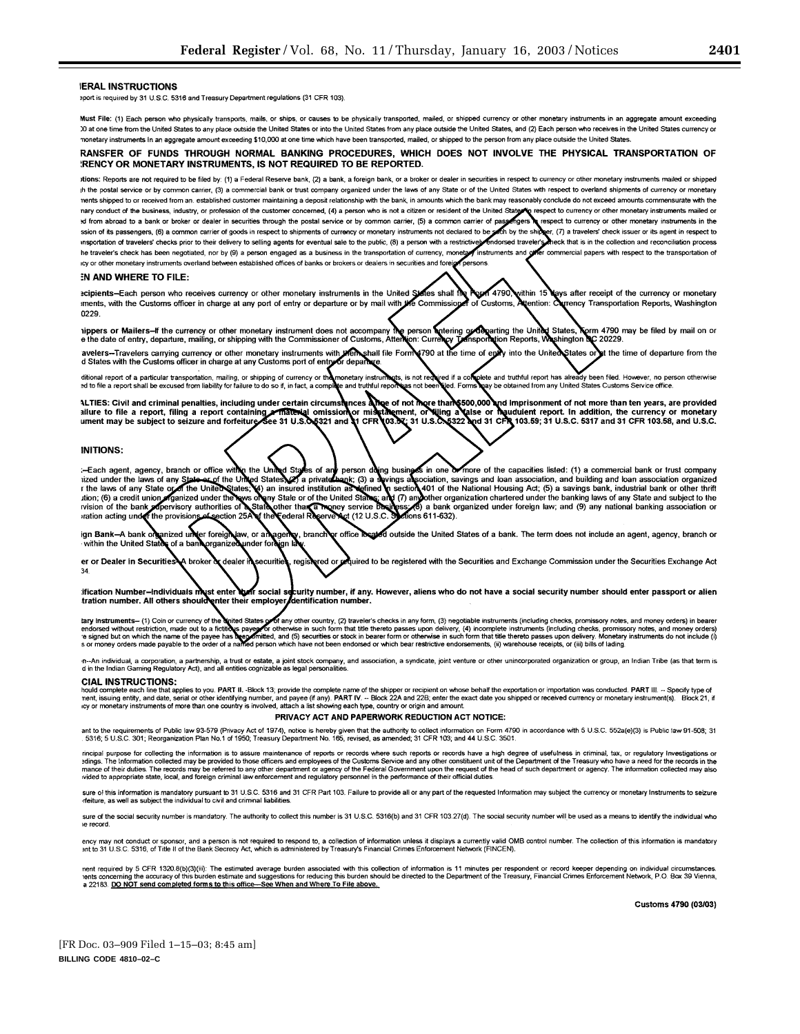## IERAL INSTRUCTIONS

eport is required by 31 U.S.C. 5316 and Treasury Department regulations (31 CFR 103).

**Must File:** (1) Each person who physically transports, mails, or ships, or causes to be physically transported, mailed, or shipped currency or other monetary instruments in an aggregate amount exceeding )0 at one time from the United States to any place outside the United States or into the United States from any place outside the United States, and (2) Each person who receives in the United States currency or monetary instruments In an aggregate amount exceeding $10,000 at one time which have been transported, mailed, or shipped to the person from any place outside the United States.

**RANSFER OF FUNDS THROUGH NORMAL BANKING PROCEDURES, WHICH DOES NOT INVOLVE THE PHYSICAL TRANSPORTATION OF RENCY OR MONETARY INSTRUMENTS, IS NOT REQUIRED TO BE REPORTED.**

**otions:** Reports are not required to be filed by: (1) a Federal Reserve bank, (2) a bank, a foreign bank, or a broker or dealer in securities in respect to currency or other monetary instruments mailed or shipped h the postal service or by common carrier, (3) a commercial bank or trust company organized under the laws of any State or of the United States with respect to overland shipments of currency or monetary nents shipped to or received from an established customer maintaining a deposit relationship with the bank, in amounts which the bank may reasonably conclude do not exceed amounts commensurate with the nary conduct of the business, industry, or profession of the customer concerned, (4) a person who is not a citizen or resident of the United States in respect to currency or other monetary instruments mailed or ed from abroad to a bank or broker or dealer in securities through the postal service or by common carrier, (5) a common carrier of passengers in respect to currency or other monetary instruments in the ssion of its passengers, (6) a common carrier of goods in respect to shipments of currency or monetary instruments not declared to be such by the shipper, (7) a travelers' check issuer or its agent in respect to nsportation of travelers' checks prior to their delivery to selling agents for eventual sale to the public, (8) a person with a restrictively endorsed traveler's check that is in the collection and reconciliation process he traveler's check has been negotiated, nor by (9) a person engaged as a business in the transportation of currency, monetary instruments and other commercial papers with respect to the transportation of ıcy or other monetary instruments overland between established offices of banks or brokers or dealers in securities and foreign persons.

## EN AND WHERE TO FILE:

**ecipients**--Each person who receives currency or other monetary instruments in the United States shall file Form 4790, within 15 days after receipt of the currency or monetary iments, with the Customs officer in charge at any port of entry or departure or by mail with the Commissioner of Customs, Attention: Currency Transportation Reports, Washington 0229.

**hippers or Mailers**--If the currency or other monetary instrument does not accompany the person entering or departing the United States, Form 4790 may be filed by mail on or e the date of entry, departure, mailing, or shipping with the Commissioner of Customs, Attention: Currency Transportation Reports, Washington DC 20229.

**avelers**--Travelers carrying currency or other monetary instruments with them shall file Form 4790 at the time of entry into the United States or at the time of departure from the d States with the Customs officer in charge at any Customs port of entry or departure.

ditional report of a particular transportation, mailing, or shipping of currency or the monetary instruments, is not required if a complete and truthful report has already been filed. However, no person otherwise ed to file a report shall be excused from liability for failure to do so if, in fact, a complete and truthful report has not been filed. Forms may be obtained from any United States Customs Service office.

**ALTIES: Civil and criminal penalties, including under certain circumstances a fine of not more than $500,000 and imprisonment of not more than ten years, are provided ailure to file a report, filing a report containing a material omission or misstatement, or filing a false or fraudulent report. In addition, the currency or monetary ument may be subject to seizure and forfeiture. See 31 U.S.C. 5321 and 31 CFR 103.57; 31 U.S.C. 5322 and 31 CFR 103.59; 31 U.S.C. 5317 and 31 CFR 103.58, and U.S.C.**

## INITIONS:

:--Each agent, agency, branch or office within the United States of any person doing business in one or more of the capacities listed: (1) a commercial bank or trust company iized under the laws of any State or of the United States; (2) a private bank; (3) a savings association, savings and loan association, and building and loan association organized r the laws of any State or of the United States; (4) an insured institution as defined in section 401 of the National Housing Act; (5) a savings bank, industrial bank or other thrift ıtion; (6) a credit union organized under the laws of any State or of the United States; and (7) any other organization chartered under the banking laws of any State and subject to the rvision of the bank supervisory authorities of a State other than a money service business; (8) a bank organized under foreign law; and (9) any national banking association or ıration acting under the provisions of section 25A of the Federal Reserve Act (12 U.S.C. Sections 611-632).

**ign Bank**--A bank organized under foreign law, or an agency, branch or office located outside the United States of a bank. The term does not include an agent, agency, branch or within the United States of a bank organized under foreign law.

**er or Dealer in Securities**--A broker or dealer in securities, registered or required to be registered with the Securities and Exchange Commission under the Securities Exchange Act 34.

**ification Number--Individuals must enter their social security number, if any. However, aliens who do not have a social security number should enter passport or alien tration number. All others should enter their employer identification number.**

**tary Instruments**-- (1) Coin or currency of the United States or of any other country, (2) traveler's checks in any form, (3) negotiable instruments (including checks, promissory notes, and money orders) in bearer endorsed without restriction, made out to a fictitious payee, or otherwise in such form that title thereto passes upon delivery, (4) incomplete instruments (including checks, promissory notes, and money orders) e signed but on which the name of the payee has been omitted, and (5) securities or stock in bearer form or otherwise in such form that title thereto passes upon delivery. Monetary instruments do not include (i) s or money orders made payable to the order of a named person which have not been endorsed or which bear restrictive endorsements, (ii) warehouse receipts, or (iii) bills of lading.

n--An individual, a corporation, a partnership, a trust or estate, a joint stock company, and association, a syndicate, joint venture or other unincorporated organization or group, an Indian Tribe (as that term is d in the Indian Gaming Regulatory Act), and all entities cognizable as legal personalities.

## CIAL INSTRUCTIONS:

hould complete each line that applies to you. **PART II.** -Block 13; provide the complete name of the shipper or recipient on whose behalf the exportation or importation was conducted. **PART III.** -- Specify type of nent, issuing entity, and date, serial or other identifying number, and payee (if any). **PART IV.** -- Block 22A and 22B; enter the exact date you shipped or received currency or monetary instrument(s). Block 21, if ıcy or monetary instruments of more than one country is involved, attach a list showing each type, country or origin and amount.

### PRIVACY ACT AND PAPERWORK REDUCTION ACT NOTICE:

ant to the requirements of Public law 93-579 (Privacy Act of 1974), notice is hereby given that the authority to collect information on Form 4790 in accordance with 5 U.S.C. 552a(e)(3) is Public law 91-508; 31 5316; 5 U.S.C. 301; Reorganization Plan No.1 of 1950; Treasury Department No. 165, revised, as amended; 31 CFR 103; and 44 U.S.C. 3501.

rincipal purpose for collecting the information is to assure maintenance of reports or records where such reports or records have a high degree of usefulness in criminal, tax, or regulatory Investigations or edings. The Information collected may be provided to those officers and employees of the Customs Service and any other constituent unit of the Department of the Treasury who have a need for the records in the mance of their duties. The records may be referred to any other department or agency of the Federal Government upon the request of the head of such department or agency. The information collected may also vided to appropriate state, local, and foreign criminal law enforcement and regulatory personnel in the performance of their official duties.

sure of this information is mandatory pursuant to 31 U.S.C. 5316 and 31 CFR Part 103. Failure to provide all or any part of the requested Information may subject the currency or monetary Instruments to seizure rfeiture, as well as subject the individual to civil and criminal liabilities.

sure of the social security number is mandatory. The authority to collect this number is 31 U.S.C. 5316(b) and 31 CFR 103.27(d). The social security number will be used as a means to identify the individual who ne record.

ency may not conduct or sponsor, and a person is not required to respond to, a collection of information unless it displays a currently valid OMB control number. The collection of this information is mandatory ant to 31 U.S.C. 5316, of Title II of the Bank Secrecy Act, which is administered by Treasury's Financial Crimes Enforcement Network (FINCEN).

nent required by 5 CFR 1320.8(b)(3)(iii): The estimated average burden associated with this collection of information is 11 minutes per respondent or record keeper depending on individual circumstances. nents concerning the accuracy of this burden estimate and suggestions for reducing this burden should be directed to the Department of the Treasury, Financial Crimes Enforcement Network, P.O. Box 39 Vienna, a 22183. **<u>DO NOT send completed forms to this office--See When and Where To File above.</u>**

**Customs 4790 (03/03)**

DRAFT

[FR Doc. 03–909 Filed 1–15–03; 8:45 am]

**BILLING CODE 4810–02–C**